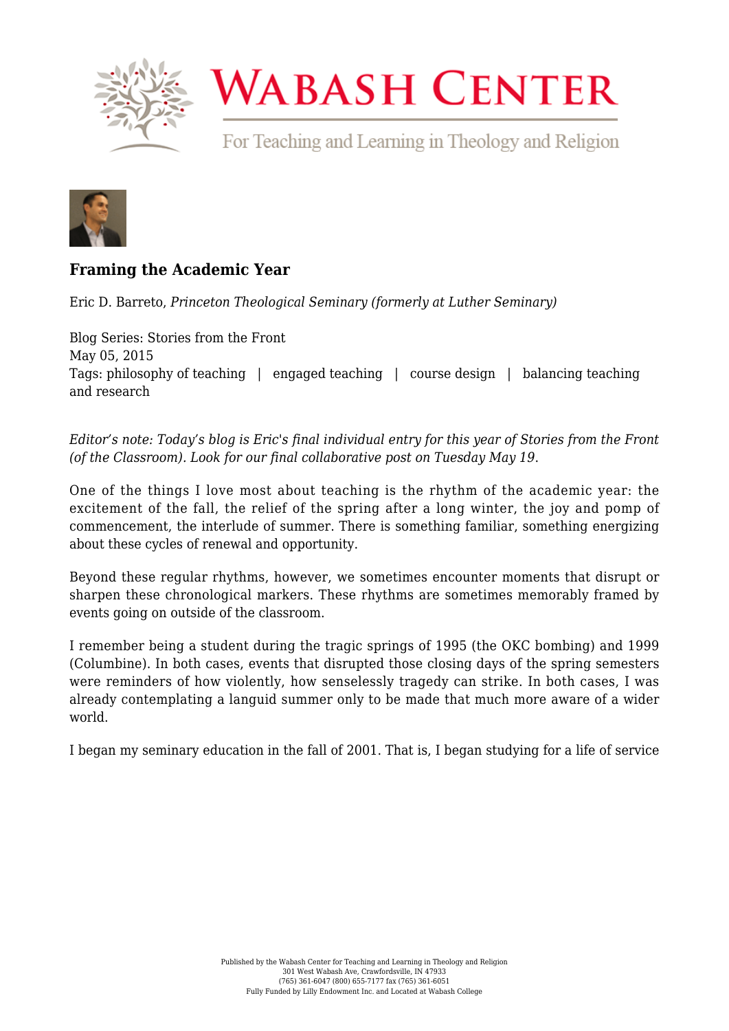# Framing the Academic Year

Eric D. Barreto, *Princeton Theological Seminary (formerly at Luther Seminary)*

Blog Series: Stories from the Front
May 05, 2015
Tags: philosophy of teaching | engaged teaching | course design | balancing teaching and research

*Editor's note: Today's blog is Eric's final individual entry for this year of Stories from the Front (of the Classroom). Look for our final collaborative post on Tuesday May 19.*

One of the things I love most about teaching is the rhythm of the academic year: the excitement of the fall, the relief of the spring after a long winter, the joy and pomp of commencement, the interlude of summer. There is something familiar, something energizing about these cycles of renewal and opportunity.

Beyond these regular rhythms, however, we sometimes encounter moments that disrupt or sharpen these chronological markers. These rhythms are sometimes memorably framed by events going on outside of the classroom.

I remember being a student during the tragic springs of 1995 (the OKC bombing) and 1999 (Columbine). In both cases, events that disrupted those closing days of the spring semesters were reminders of how violently, how senselessly tragedy can strike. In both cases, I was already contemplating a languid summer only to be made that much more aware of a wider world.

I began my seminary education in the fall of 2001. That is, I began studying for a life of service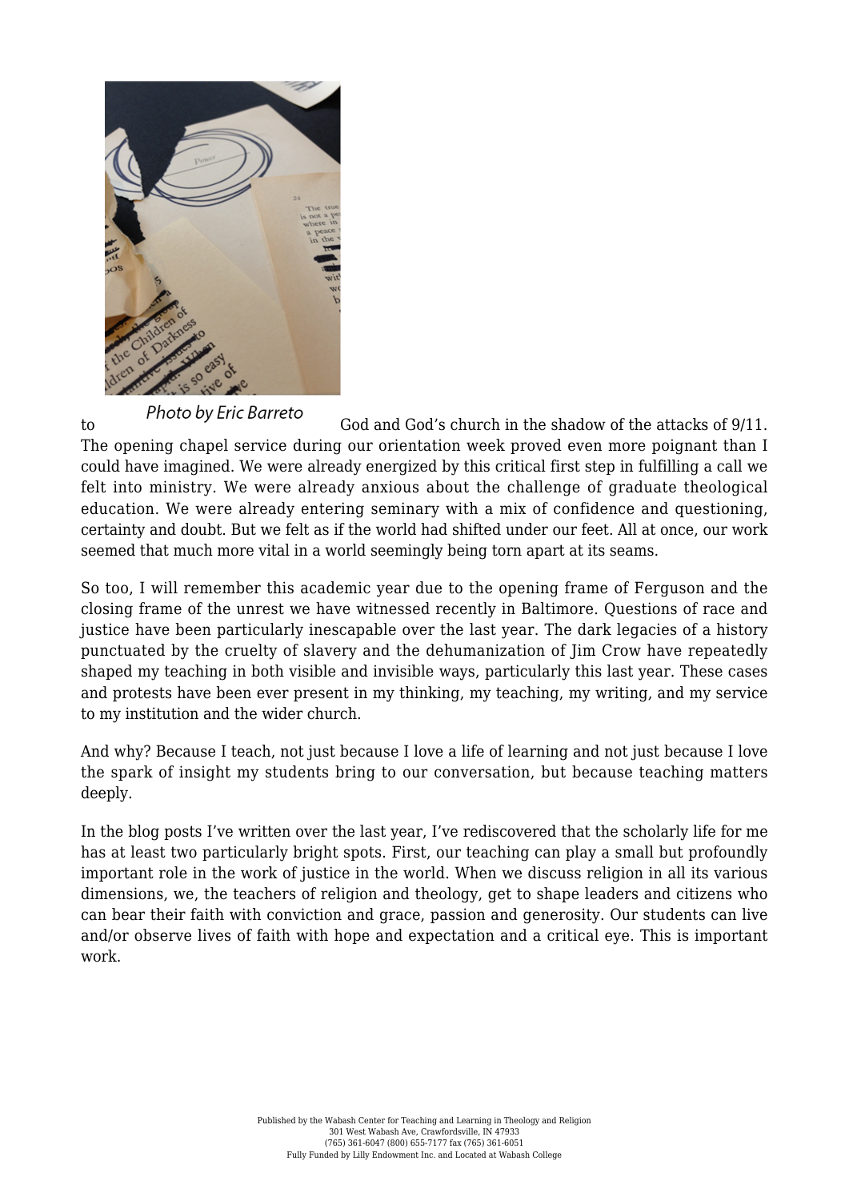*Photo by Eric Barreto*

to God and God's church in the shadow of the attacks of 9/11. The opening chapel service during our orientation week proved even more poignant than I could have imagined. We were already energized by this critical first step in fulfilling a call we felt into ministry. We were already anxious about the challenge of graduate theological education. We were already entering seminary with a mix of confidence and questioning, certainty and doubt. But we felt as if the world had shifted under our feet. All at once, our work seemed that much more vital in a world seemingly being torn apart at its seams.

So too, I will remember this academic year due to the opening frame of Ferguson and the closing frame of the unrest we have witnessed recently in Baltimore. Questions of race and justice have been particularly inescapable over the last year. The dark legacies of a history punctuated by the cruelty of slavery and the dehumanization of Jim Crow have repeatedly shaped my teaching in both visible and invisible ways, particularly this last year. These cases and protests have been ever present in my thinking, my teaching, my writing, and my service to my institution and the wider church.

And why? Because I teach, not just because I love a life of learning and not just because I love the spark of insight my students bring to our conversation, but because teaching matters deeply.

In the blog posts I've written over the last year, I've rediscovered that the scholarly life for me has at least two particularly bright spots. First, our teaching can play a small but profoundly important role in the work of justice in the world. When we discuss religion in all its various dimensions, we, the teachers of religion and theology, get to shape leaders and citizens who can bear their faith with conviction and grace, passion and generosity. Our students can live and/or observe lives of faith with hope and expectation and a critical eye. This is important work.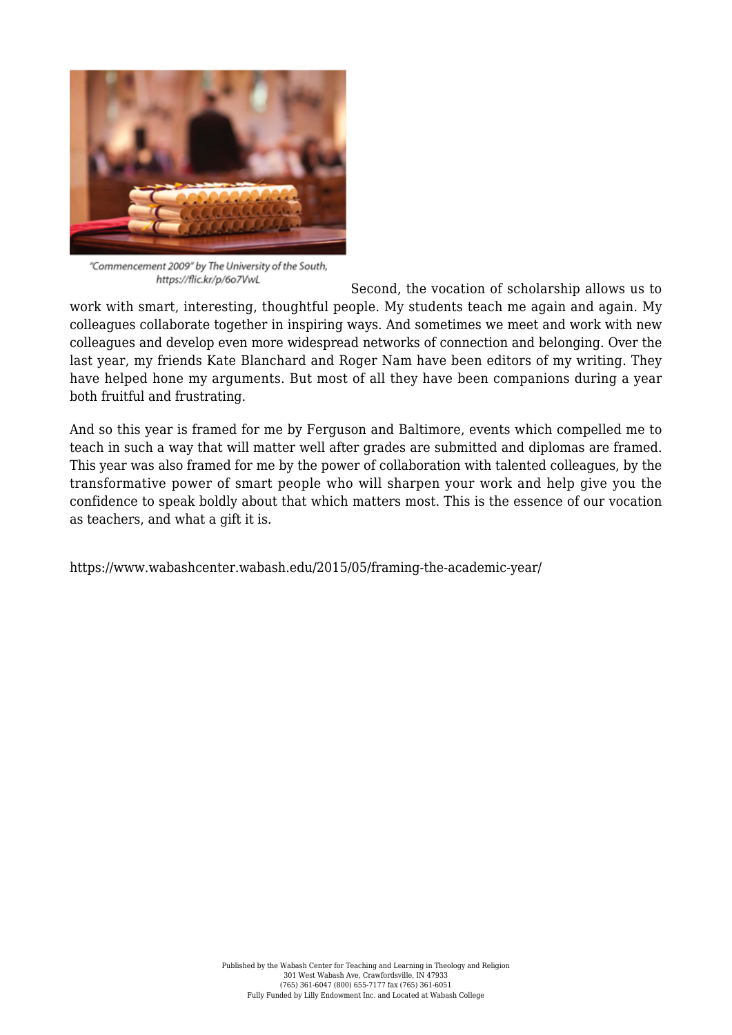"Commencement 2009" by The University of the South, https://flic.kr/p/6o7VwL

Second, the vocation of scholarship allows us to work with smart, interesting, thoughtful people. My students teach me again and again. My colleagues collaborate together in inspiring ways. And sometimes we meet and work with new colleagues and develop even more widespread networks of connection and belonging. Over the last year, my friends Kate Blanchard and Roger Nam have been editors of my writing. They have helped hone my arguments. But most of all they have been companions during a year both fruitful and frustrating.

And so this year is framed for me by Ferguson and Baltimore, events which compelled me to teach in such a way that will matter well after grades are submitted and diplomas are framed. This year was also framed for me by the power of collaboration with talented colleagues, by the transformative power of smart people who will sharpen your work and help give you the confidence to speak boldly about that which matters most. This is the essence of our vocation as teachers, and what a gift it is.

https://www.wabashcenter.wabash.edu/2015/05/framing-the-academic-year/